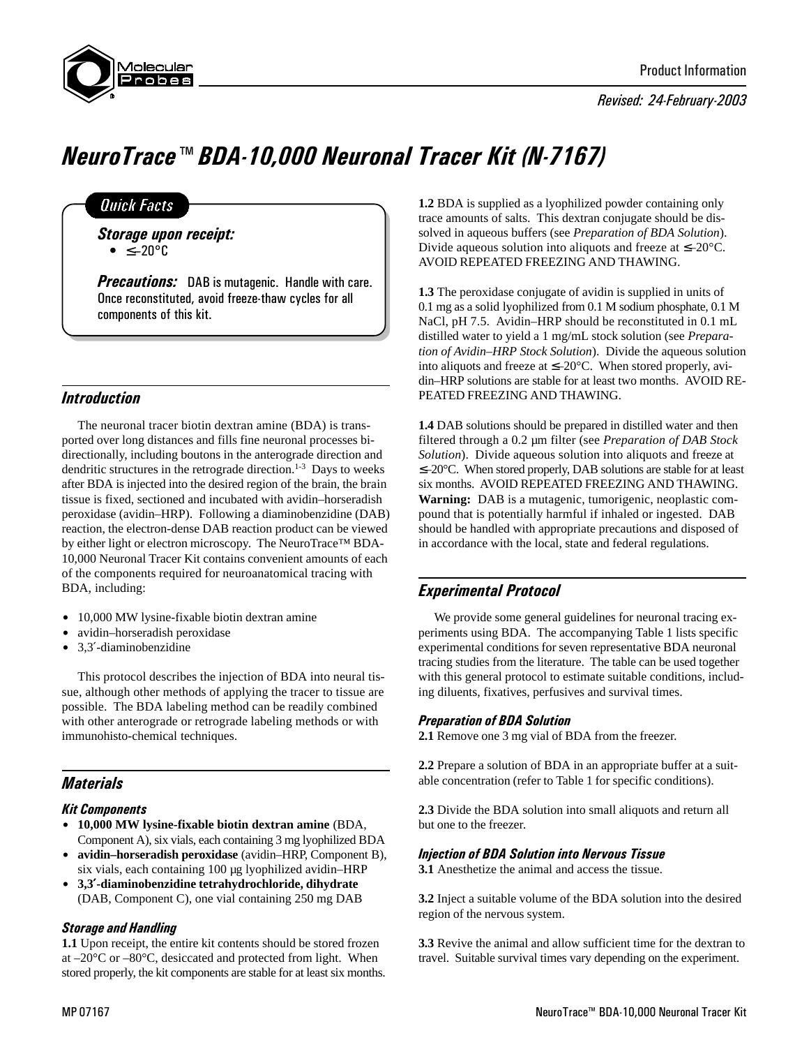Product Information

*Revised: 24-February-2003*

# NeuroTrace™ BDA-10,000 Neuronal Tracer Kit (N-7167)

**Quick Facts**

***Storage upon receipt:***
- ≤–20°C

***Precautions:*** DAB is mutagenic. Handle with care. Once reconstituted, avoid freeze-thaw cycles for all components of this kit.

## Introduction

The neuronal tracer biotin dextran amine (BDA) is transported over long distances and fills fine neuronal processes bidirectionally, including boutons in the anterograde direction and dendritic structures in the retrograde direction.[1-3] Days to weeks after BDA is injected into the desired region of the brain, the brain tissue is fixed, sectioned and incubated with avidin–horseradish peroxidase (avidin–HRP). Following a diaminobenzidine (DAB) reaction, the electron-dense DAB reaction product can be viewed by either light or electron microscopy. The NeuroTrace™ BDA-10,000 Neuronal Tracer Kit contains convenient amounts of each of the components required for neuroanatomical tracing with BDA, including:

- 10,000 MW lysine-fixable biotin dextran amine
- avidin–horseradish peroxidase
- 3,3′-diaminobenzidine

This protocol describes the injection of BDA into neural tissue, although other methods of applying the tracer to tissue are possible. The BDA labeling method can be readily combined with other anterograde or retrograde labeling methods or with immunohisto-chemical techniques.

## Materials

### Kit Components

- **10,000 MW lysine-fixable biotin dextran amine** (BDA, Component A), six vials, each containing 3 mg lyophilized BDA
- **avidin–horseradish peroxidase** (avidin–HRP, Component B), six vials, each containing 100 µg lyophilized avidin–HRP
- **3,3′-diaminobenzidine tetrahydrochloride, dihydrate** (DAB, Component C), one vial containing 250 mg DAB

### Storage and Handling

**1.1** Upon receipt, the entire kit contents should be stored frozen at –20°C or –80°C, desiccated and protected from light. When stored properly, the kit components are stable for at least six months.

**1.2** BDA is supplied as a lyophilized powder containing only trace amounts of salts. This dextran conjugate should be dissolved in aqueous buffers (see *Preparation of BDA Solution*). Divide aqueous solution into aliquots and freeze at ≤–20°C. AVOID REPEATED FREEZING AND THAWING.

**1.3** The peroxidase conjugate of avidin is supplied in units of 0.1 mg as a solid lyophilized from 0.1 M sodium phosphate, 0.1 M NaCl, pH 7.5. Avidin–HRP should be reconstituted in 0.1 mL distilled water to yield a 1 mg/mL stock solution (see *Preparation of Avidin–HRP Stock Solution*). Divide the aqueous solution into aliquots and freeze at ≤–20°C. When stored properly, avidin–HRP solutions are stable for at least two months. AVOID REPEATED FREEZING AND THAWING.

**1.4** DAB solutions should be prepared in distilled water and then filtered through a 0.2 µm filter (see *Preparation of DAB Stock Solution*). Divide aqueous solution into aliquots and freeze at ≤–20°C. When stored properly, DAB solutions are stable for at least six months. AVOID REPEATED FREEZING AND THAWING. **Warning:** DAB is a mutagenic, tumorigenic, neoplastic compound that is potentially harmful if inhaled or ingested. DAB should be handled with appropriate precautions and disposed of in accordance with the local, state and federal regulations.

## Experimental Protocol

We provide some general guidelines for neuronal tracing experiments using BDA. The accompanying Table 1 lists specific experimental conditions for seven representative BDA neuronal tracing studies from the literature. The table can be used together with this general protocol to estimate suitable conditions, including diluents, fixatives, perfusives and survival times.

### Preparation of BDA Solution

**2.1** Remove one 3 mg vial of BDA from the freezer.

**2.2** Prepare a solution of BDA in an appropriate buffer at a suitable concentration (refer to Table 1 for specific conditions).

**2.3** Divide the BDA solution into small aliquots and return all but one to the freezer.

### Injection of BDA Solution into Nervous Tissue

**3.1** Anesthetize the animal and access the tissue.

**3.2** Inject a suitable volume of the BDA solution into the desired region of the nervous system.

**3.3** Revive the animal and allow sufficient time for the dextran to travel. Suitable survival times vary depending on the experiment.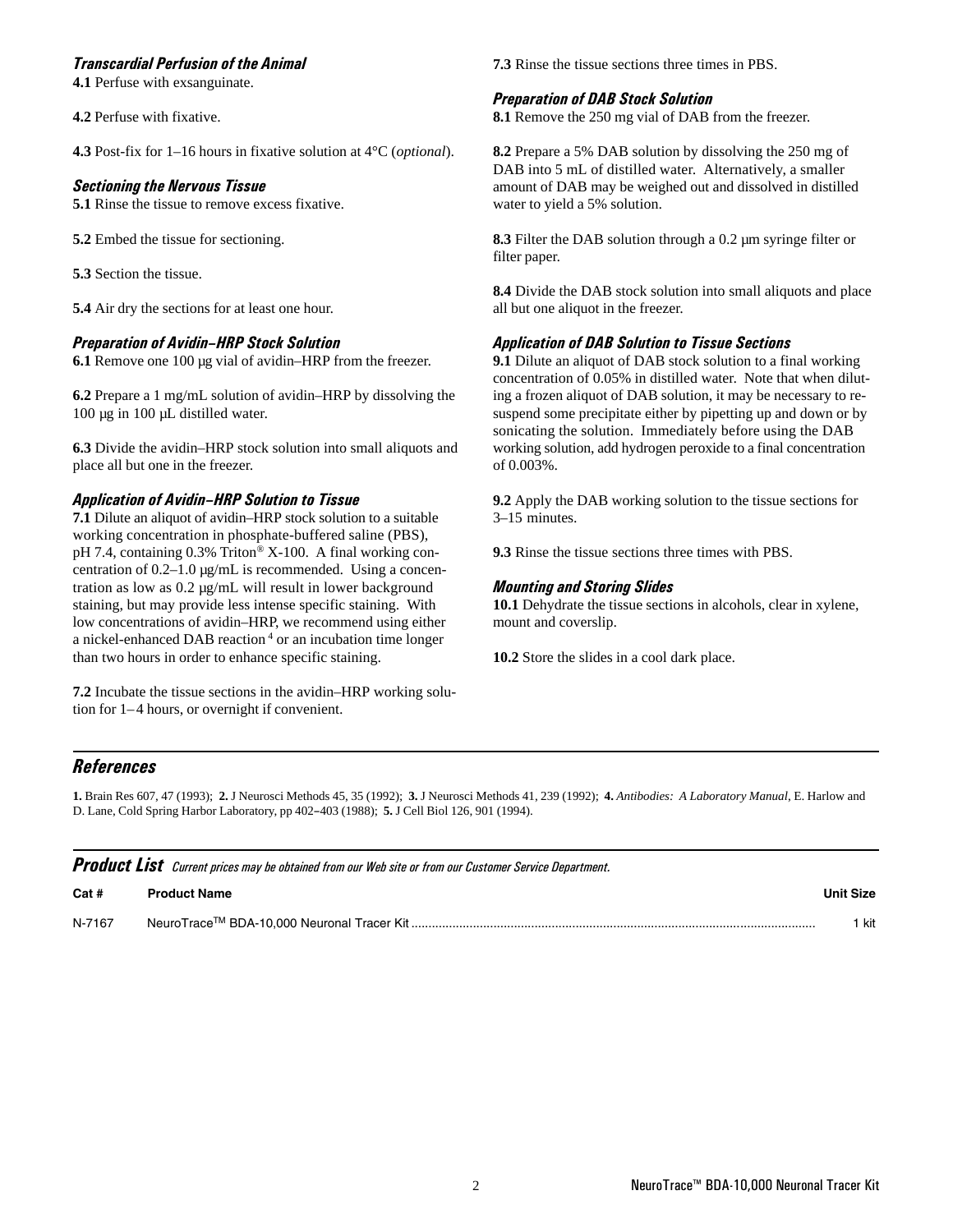### *Transcardial Perfusion of the Animal*

**4.1** Perfuse with exsanguinate.

**4.2** Perfuse with fixative.

**4.3** Post-fix for 1–16 hours in fixative solution at 4°C (*optional*).

### *Sectioning the Nervous Tissue*

**5.1** Rinse the tissue to remove excess fixative.

**5.2** Embed the tissue for sectioning.

**5.3** Section the tissue.

**5.4** Air dry the sections for at least one hour.

### *Preparation of Avidin–HRP Stock Solution*

**6.1** Remove one 100 µg vial of avidin–HRP from the freezer.

**6.2** Prepare a 1 mg/mL solution of avidin–HRP by dissolving the 100 µg in 100 µL distilled water.

**6.3** Divide the avidin–HRP stock solution into small aliquots and place all but one in the freezer.

### *Application of Avidin–HRP Solution to Tissue*

**7.1** Dilute an aliquot of avidin–HRP stock solution to a suitable working concentration in phosphate-buffered saline (PBS), pH 7.4, containing 0.3% Triton® X-100. A final working concentration of 0.2–1.0 µg/mL is recommended. Using a concentration as low as 0.2 µg/mL will result in lower background staining, but may provide less intense specific staining. With low concentrations of avidin–HRP, we recommend using either a nickel-enhanced DAB reaction [4] or an incubation time longer than two hours in order to enhance specific staining.

**7.2** Incubate the tissue sections in the avidin–HRP working solution for 1–4 hours, or overnight if convenient.

**7.3** Rinse the tissue sections three times in PBS.

### *Preparation of DAB Stock Solution*

**8.1** Remove the 250 mg vial of DAB from the freezer.

**8.2** Prepare a 5% DAB solution by dissolving the 250 mg of DAB into 5 mL of distilled water. Alternatively, a smaller amount of DAB may be weighed out and dissolved in distilled water to yield a 5% solution.

**8.3** Filter the DAB solution through a 0.2 µm syringe filter or filter paper.

**8.4** Divide the DAB stock solution into small aliquots and place all but one aliquot in the freezer.

### *Application of DAB Solution to Tissue Sections*

**9.1** Dilute an aliquot of DAB stock solution to a final working concentration of 0.05% in distilled water. Note that when diluting a frozen aliquot of DAB solution, it may be necessary to resuspend some precipitate either by pipetting up and down or by sonicating the solution. Immediately before using the DAB working solution, add hydrogen peroxide to a final concentration of 0.003%.

**9.2** Apply the DAB working solution to the tissue sections for 3–15 minutes.

**9.3** Rinse the tissue sections three times with PBS.

### *Mounting and Storing Slides*

**10.1** Dehydrate the tissue sections in alcohols, clear in xylene, mount and coverslip.

**10.2** Store the slides in a cool dark place.

## *References*

**1.** Brain Res 607, 47 (1993); **2.** J Neurosci Methods 45, 35 (1992); **3.** J Neurosci Methods 41, 239 (1992); **4.** *Antibodies: A Laboratory Manual*, E. Harlow and D. Lane, Cold Spring Harbor Laboratory, pp 402–403 (1988); **5.** J Cell Biol 126, 901 (1994).

## *Product List* *Current prices may be obtained from our Web site or from our Customer Service Department.*

| Cat # | Product Name | Unit Size |
|---|---|---|
| N-7167 | NeuroTrace™ BDA-10,000 Neuronal Tracer Kit | 1 kit |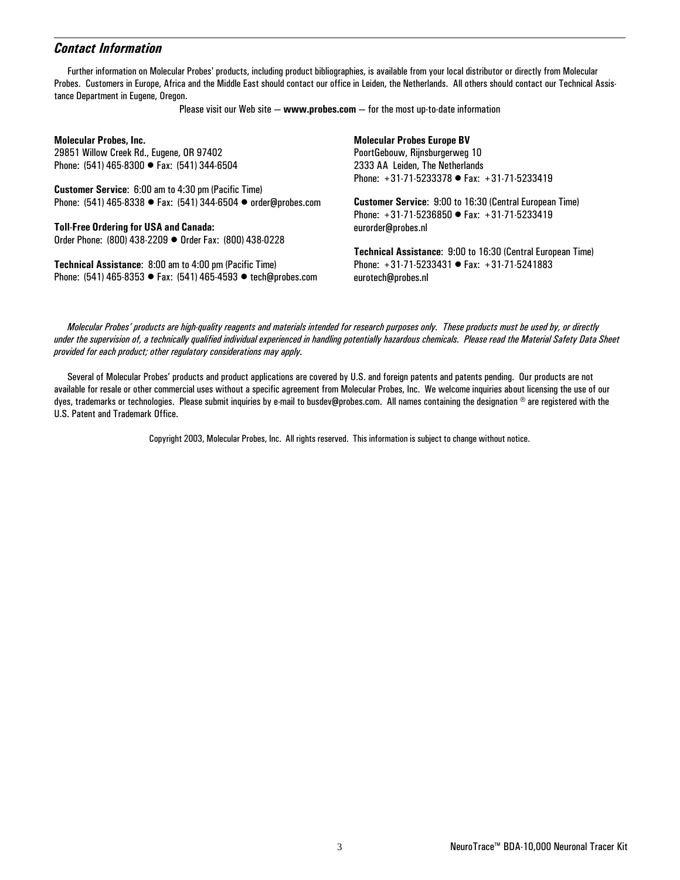## *Contact Information*

Further information on Molecular Probes' products, including product bibliographies, is available from your local distributor or directly from Molecular Probes. Customers in Europe, Africa and the Middle East should contact our office in Leiden, the Netherlands. All others should contact our Technical Assistance Department in Eugene, Oregon.

Please visit our Web site — **www.probes.com** — for the most up-to-date information

**Molecular Probes, Inc.**
29851 Willow Creek Rd., Eugene, OR 97402
Phone: (541) 465-8300 ● Fax: (541) 344-6504

**Customer Service**: 6:00 am to 4:30 pm (Pacific Time)
Phone: (541) 465-8338 ● Fax: (541) 344-6504 ● order@probes.com

**Toll-Free Ordering for USA and Canada:**
Order Phone: (800) 438-2209 ● Order Fax: (800) 438-0228

**Technical Assistance**: 8:00 am to 4:00 pm (Pacific Time)
Phone: (541) 465-8353 ● Fax: (541) 465-4593 ● tech@probes.com

**Molecular Probes Europe BV**
PoortGebouw, Rijnsburgerweg 10
2333 AA Leiden, The Netherlands
Phone: +31-71-5233378 ● Fax: +31-71-5233419

**Customer Service**: 9:00 to 16:30 (Central European Time)
Phone: +31-71-5236850 ● Fax: +31-71-5233419
eurorder@probes.nl

**Technical Assistance**: 9:00 to 16:30 (Central European Time)
Phone: +31-71-5233431 ● Fax: +31-71-5241883
eurotech@probes.nl

*Molecular Probes' products are high-quality reagents and materials intended for research purposes only. These products must be used by, or directly under the supervision of, a technically qualified individual experienced in handling potentially hazardous chemicals. Please read the Material Safety Data Sheet provided for each product; other regulatory considerations may apply.*

Several of Molecular Probes' products and product applications are covered by U.S. and foreign patents and patents pending. Our products are not available for resale or other commercial uses without a specific agreement from Molecular Probes, Inc. We welcome inquiries about licensing the use of our dyes, trademarks or technologies. Please submit inquiries by e-mail to busdev@probes.com. All names containing the designation ® are registered with the U.S. Patent and Trademark Office.

Copyright 2003, Molecular Probes, Inc. All rights reserved. This information is subject to change without notice.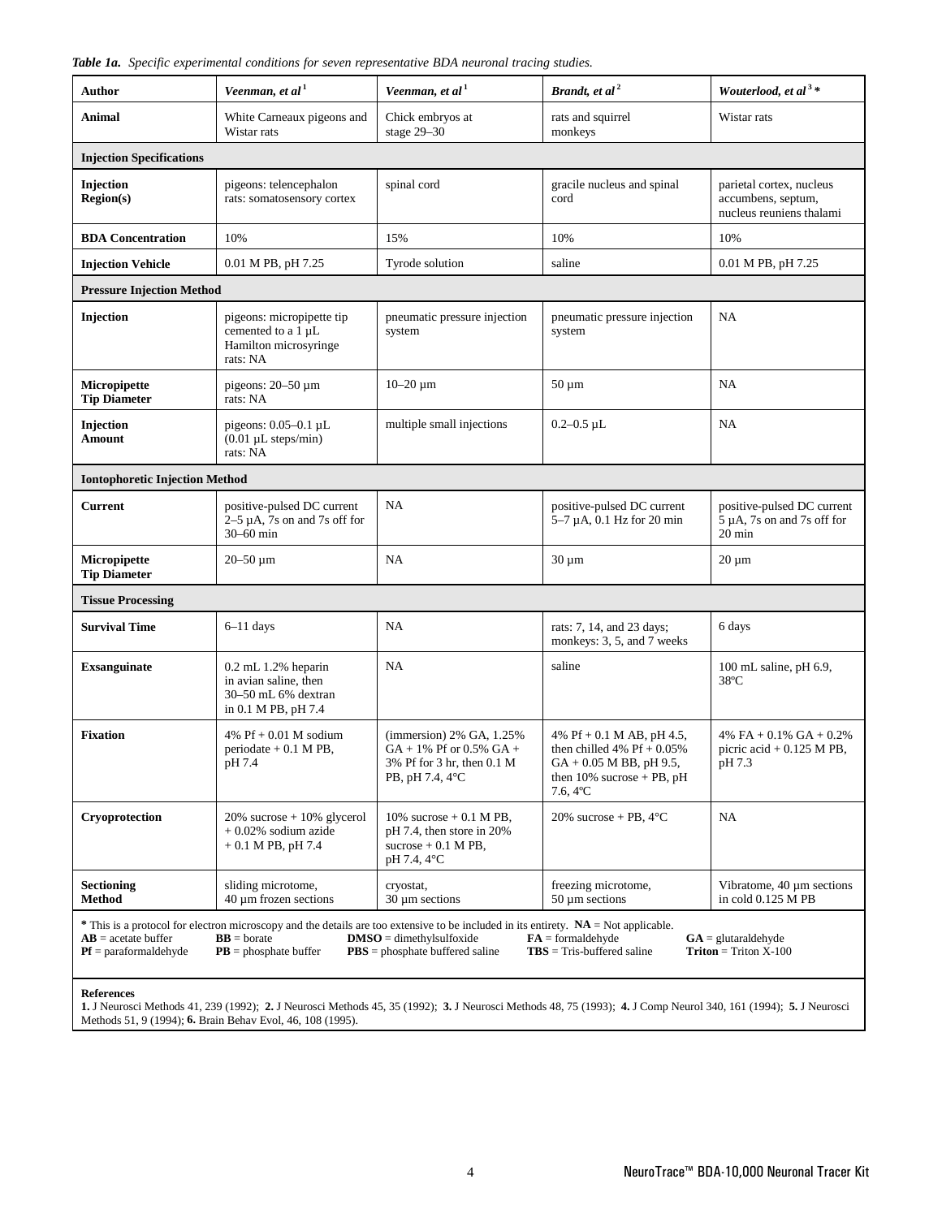*Table 1a. Specific experimental conditions for seven representative BDA neuronal tracing studies.*

| Author | *Veenman, et al* [1] | *Veenman, et al* [1] | *Brandt, et al* [2] | *Wouterlood, et al* [3] * |
|---|---|---|---|---|
| **Animal** | White Carneaux pigeons and Wistar rats | Chick embryos at stage 29–30 | rats and squirrel monkeys | Wistar rats |
| **Injection Specifications** | | | | |
| **Injection Region(s)** | pigeons: telencephalon rats: somatosensory cortex | spinal cord | gracile nucleus and spinal cord | parietal cortex, nucleus accumbens, septum, nucleus reuniens thalami |
| **BDA Concentration** | 10% | 15% | 10% | 10% |
| **Injection Vehicle** | 0.01 M PB, pH 7.25 | Tyrode solution | saline | 0.01 M PB, pH 7.25 |
| **Pressure Injection Method** | | | | |
| **Injection** | pigeons: micropipette tip cemented to a 1 µL Hamilton microsyringe rats: NA | pneumatic pressure injection system | pneumatic pressure injection system | NA |
| **Micropipette Tip Diameter** | pigeons: 20–50 µm rats: NA | 10–20 µm | 50 µm | NA |
| **Injection Amount** | pigeons: 0.05–0.1 µL (0.01 µL steps/min) rats: NA | multiple small injections | 0.2–0.5 µL | NA |
| **Iontophoretic Injection Method** | | | | |
| **Current** | positive-pulsed DC current 2–5 µA, 7s on and 7s off for 30–60 min | NA | positive-pulsed DC current 5–7 µA, 0.1 Hz for 20 min | positive-pulsed DC current 5 µA, 7s on and 7s off for 20 min |
| **Micropipette Tip Diameter** | 20–50 µm | NA | 30 µm | 20 µm |
| **Tissue Processing** | | | | |
| **Survival Time** | 6–11 days | NA | rats: 7, 14, and 23 days; monkeys: 3, 5, and 7 weeks | 6 days |
| **Exsanguinate** | 0.2 mL 1.2% heparin in avian saline, then 30–50 mL 6% dextran in 0.1 M PB, pH 7.4 | NA | saline | 100 mL saline, pH 6.9, 38ºC |
| **Fixation** | 4% Pf + 0.01 M sodium periodate + 0.1 M PB, pH 7.4 | (immersion) 2% GA, 1.25% GA + 1% Pf or 0.5% GA + 3% Pf for 3 hr, then 0.1 M PB, pH 7.4, 4°C | 4% Pf + 0.1 M AB, pH 4.5, then chilled 4% Pf + 0.05% GA + 0.05 M BB, pH 9.5, then 10% sucrose + PB, pH 7.6, 4ºC | 4% FA + 0.1% GA + 0.2% picric acid + 0.125 M PB, pH 7.3 |
| **Cryoprotection** | 20% sucrose + 10% glycerol + 0.02% sodium azide + 0.1 M PB, pH 7.4 | 10% sucrose + 0.1 M PB, pH 7.4, then store in 20% sucrose + 0.1 M PB, pH 7.4, 4°C | 20% sucrose + PB, 4°C | NA |
| **Sectioning Method** | sliding microtome, 40 µm frozen sections | cryostat, 30 µm sections | freezing microtome, 50 µm sections | Vibratome, 40 µm sections in cold 0.125 M PB |

**\*** This is a protocol for electron microscopy and the details are too extensive to be included in its entirety. **NA** = Not applicable.
**AB** = acetate buffer  **BB** = borate  **DMSO** = dimethylsulfoxide  **FA** = formaldehyde  **GA** = glutaraldehyde
**Pf** = paraformaldehyde  **PB** = phosphate buffer  **PBS** = phosphate buffered saline  **TBS** = Tris-buffered saline  **Triton** = Triton X-100

**References**
**1.** J Neurosci Methods 41, 239 (1992); **2.** J Neurosci Methods 45, 35 (1992); **3.** J Neurosci Methods 48, 75 (1993); **4.** J Comp Neurol 340, 161 (1994); **5.** J Neurosci Methods 51, 9 (1994); **6.** Brain Behav Evol, 46, 108 (1995).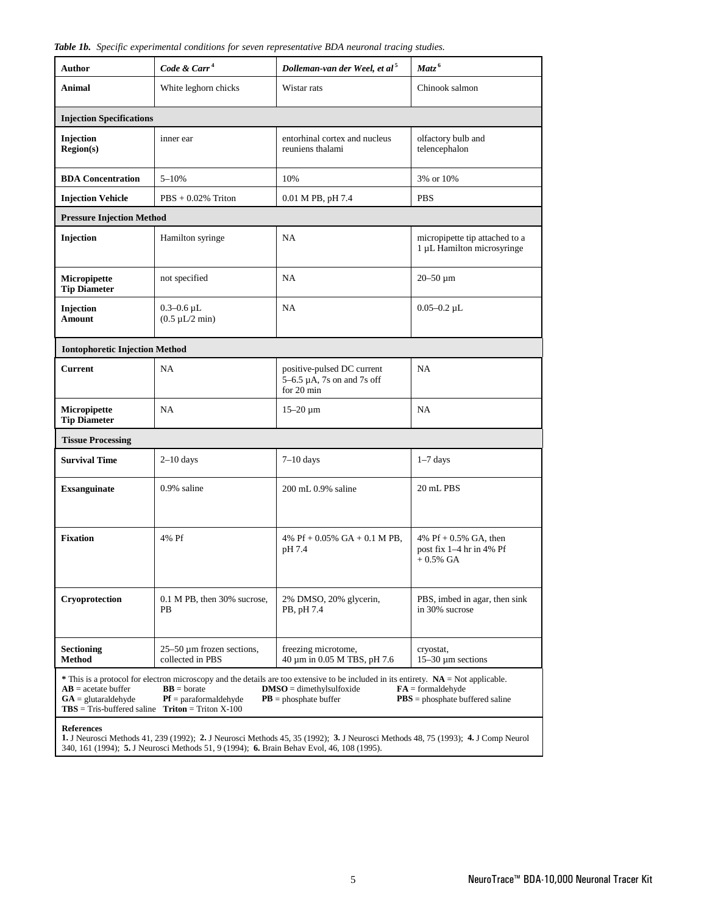*Table 1b. Specific experimental conditions for seven representative BDA neuronal tracing studies.*

| Author | *Code & Carr*[4] | *Dolleman-van der Weel, et al*[5] | *Matz*[6] |
|---|---|---|---|
| **Animal** | White leghorn chicks | Wistar rats | Chinook salmon |
| **Injection Specifications** | | | |
| **Injection Region(s)** | inner ear | entorhinal cortex and nucleus reuniens thalami | olfactory bulb and telencephalon |
| **BDA Concentration** | 5–10% | 10% | 3% or 10% |
| **Injection Vehicle** | PBS + 0.02% Triton | 0.01 M PB, pH 7.4 | PBS |
| **Pressure Injection Method** | | | |
| **Injection** | Hamilton syringe | NA | micropipette tip attached to a 1 µL Hamilton microsyringe |
| **Micropipette Tip Diameter** | not specified | NA | 20–50 µm |
| **Injection Amount** | 0.3–0.6 µL (0.5 µL/2 min) | NA | 0.05–0.2 µL |
| **Iontophoretic Injection Method** | | | |
| **Current** | NA | positive-pulsed DC current 5–6.5 µA, 7s on and 7s off for 20 min | NA |
| **Micropipette Tip Diameter** | NA | 15–20 µm | NA |
| **Tissue Processing** | | | |
| **Survival Time** | 2–10 days | 7–10 days | 1–7 days |
| **Exsanguinate** | 0.9% saline | 200 mL 0.9% saline | 20 mL PBS |
| **Fixation** | 4% Pf | 4% Pf + 0.05% GA + 0.1 M PB, pH 7.4 | 4% Pf + 0.5% GA, then post fix 1–4 hr in 4% Pf + 0.5% GA |
| **Cryoprotection** | 0.1 M PB, then 30% sucrose, PB | 2% DMSO, 20% glycerin, PB, pH 7.4 | PBS, imbed in agar, then sink in 30% sucrose |
| **Sectioning Method** | 25–50 µm frozen sections, collected in PBS | freezing microtome, 40 µm in 0.05 M TBS, pH 7.6 | cryostat, 15–30 µm sections |

**\*** This is a protocol for electron microscopy and the details are too extensive to be included in its entirety. **NA** = Not applicable.
**AB** = acetate buffer **BB** = borate **DMSO** = dimethylsulfoxide **FA** = formaldehyde
**GA** = glutaraldehyde **Pf** = paraformaldehyde **PB** = phosphate buffer **PBS** = phosphate buffered saline
**TBS** = Tris-buffered saline **Triton** = Triton X-100

**References**
**1.** J Neurosci Methods 41, 239 (1992); **2.** J Neurosci Methods 45, 35 (1992); **3.** J Neurosci Methods 48, 75 (1993); **4.** J Comp Neurol 340, 161 (1994); **5.** J Neurosci Methods 51, 9 (1994); **6.** Brain Behav Evol, 46, 108 (1995).